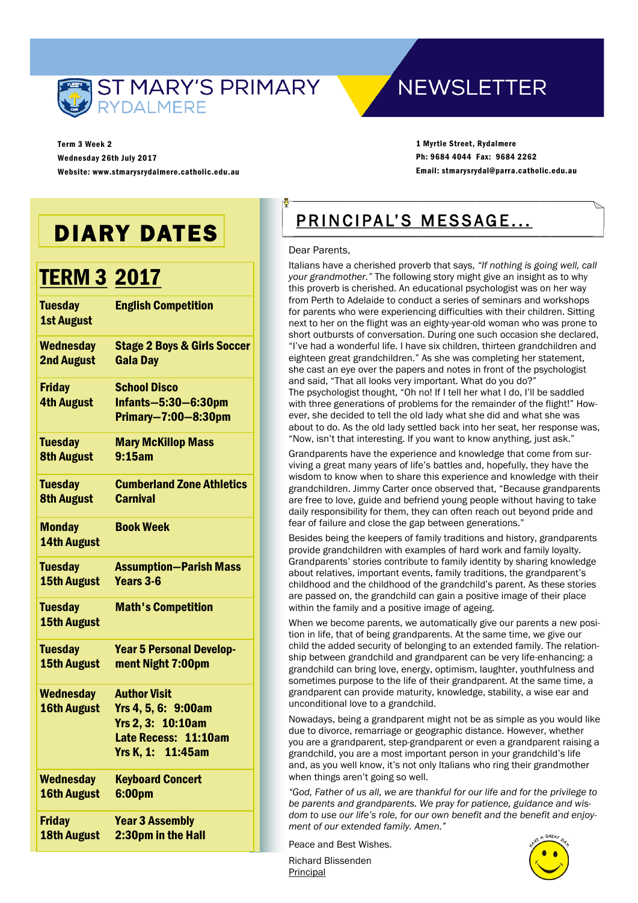# ST MARY'S PRIMARY RYDALMERE NEWSLETTER

**Term 3 Week 2**
**Wednesday 26th July 2017**
**Website: www.stmarysrydalmere.catholic.edu.au**

**1 Myrtle Street, Rydalmere**
**Ph: 9684 4044 Fax: 9684 2262**
**Email: stmarysrydal@parra.catholic.edu.au**

## DIARY DATES

### TERM 3 2017

| Date | Event |
|---|---|
| **Tuesday 1st August** | **English Competition** |
| **Wednesday 2nd August** | **Stage 2 Boys & Girls Soccer Gala Day** |
| **Friday 4th August** | **School Disco Infants—5:30—6:30pm Primary—7:00—8:30pm** |
| **Tuesday 8th August** | **Mary McKillop Mass 9:15am** |
| **Tuesday 8th August** | **Cumberland Zone Athletics Carnival** |
| **Monday 14th August** | **Book Week** |
| **Tuesday 15th August** | **Assumption—Parish Mass Years 3-6** |
| **Tuesday 15th August** | **Math's Competition** |
| **Tuesday 15th August** | **Year 5 Personal Development Night 7:00pm** |
| **Wednesday 16th August** | **Author Visit Yrs 4, 5, 6: 9:00am Yrs 2, 3: 10:10am Late Recess: 11:10am Yrs K, 1: 11:45am** |
| **Wednesday 16th August** | **Keyboard Concert 6:00pm** |
| **Friday 18th August** | **Year 3 Assembly 2:30pm in the Hall** |

## PRINCIPAL'S MESSAGE...

Dear Parents,

Italians have a cherished proverb that says, *"If nothing is going well, call your grandmother."* The following story might give an insight as to why this proverb is cherished. An educational psychologist was on her way from Perth to Adelaide to conduct a series of seminars and workshops for parents who were experiencing difficulties with their children. Sitting next to her on the flight was an eighty-year-old woman who was prone to short outbursts of conversation. During one such occasion she declared, "I've had a wonderful life. I have six children, thirteen grandchildren and eighteen great grandchildren." As she was completing her statement, she cast an eye over the papers and notes in front of the psychologist and said, "That all looks very important. What do you do?"
The psychologist thought, "Oh no! If I tell her what I do, I'll be saddled with three generations of problems for the remainder of the flight!" However, she decided to tell the old lady what she did and what she was about to do. As the old lady settled back into her seat, her response was, "Now, isn't that interesting. If you want to know anything, just ask."

Grandparents have the experience and knowledge that come from surviving a great many years of life's battles and, hopefully, they have the wisdom to know when to share this experience and knowledge with their grandchildren. Jimmy Carter once observed that, "Because grandparents are free to love, guide and befriend young people without having to take daily responsibility for them, they can often reach out beyond pride and fear of failure and close the gap between generations."

Besides being the keepers of family traditions and history, grandparents provide grandchildren with examples of hard work and family loyalty. Grandparents' stories contribute to family identity by sharing knowledge about relatives, important events, family traditions, the grandparent's childhood and the childhood of the grandchild's parent. As these stories are passed on, the grandchild can gain a positive image of their place within the family and a positive image of ageing.

When we become parents, we automatically give our parents a new position in life, that of being grandparents. At the same time, we give our child the added security of belonging to an extended family. The relationship between grandchild and grandparent can be very life-enhancing: a grandchild can bring love, energy, optimism, laughter, youthfulness and sometimes purpose to the life of their grandparent. At the same time, a grandparent can provide maturity, knowledge, stability, a wise ear and unconditional love to a grandchild.

Nowadays, being a grandparent might not be as simple as you would like due to divorce, remarriage or geographic distance. However, whether you are a grandparent, step-grandparent or even a grandparent raising a grandchild, you are a most important person in your grandchild's life and, as you well know, it's not only Italians who ring their grandmother when things aren't going so well.

*"God, Father of us all, we are thankful for our life and for the privilege to be parents and grandparents. We pray for patience, guidance and wisdom to use our life's role, for our own benefit and the benefit and enjoyment of our extended family. Amen."*

Peace and Best Wishes.

Richard Blissenden
Principal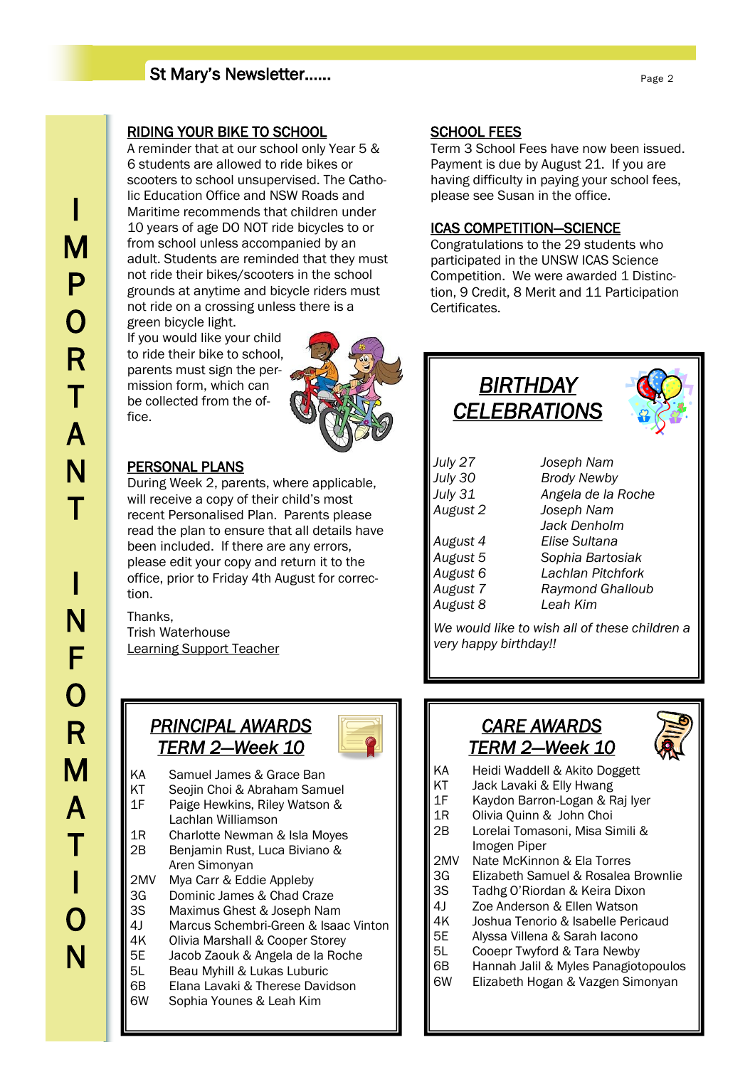IMPORTANT INFORMATION

## RIDING YOUR BIKE TO SCHOOL

A reminder that at our school only Year 5 & 6 students are allowed to ride bikes or scooters to school unsupervised. The Catholic Education Office and NSW Roads and Maritime recommends that children under 10 years of age DO NOT ride bicycles to or from school unless accompanied by an adult. Students are reminded that they must not ride their bikes/scooters in the school grounds at anytime and bicycle riders must not ride on a crossing unless there is a green bicycle light.

If you would like your child to ride their bike to school, parents must sign the permission form, which can be collected from the office.

## PERSONAL PLANS

During Week 2, parents, where applicable, will receive a copy of their child's most recent Personalised Plan. Parents please read the plan to ensure that all details have been included. If there are any errors, please edit your copy and return it to the office, prior to Friday 4th August for correction.

Thanks,
Trish Waterhouse
Learning Support Teacher

## SCHOOL FEES

Term 3 School Fees have now been issued. Payment is due by August 21. If you are having difficulty in paying your school fees, please see Susan in the office.

## ICAS COMPETITION—SCIENCE

Congratulations to the 29 students who participated in the UNSW ICAS Science Competition. We were awarded 1 Distinction, 9 Credit, 8 Merit and 11 Participation Certificates.

## *BIRTHDAY CELEBRATIONS*

| | |
|---|---|
| *July 27* | *Joseph Nam* |
| *July 30* | *Brody Newby* |
| *July 31* | *Angela de la Roche* |
| *August 2* | *Joseph Nam* |
| | *Jack Denholm* |
| *August 4* | *Elise Sultana* |
| *August 5* | *Sophia Bartosiak* |
| *August 6* | *Lachlan Pitchfork* |
| *August 7* | *Raymond Ghalloub* |
| *August 8* | *Leah Kim* |

*We would like to wish all of these children a very happy birthday!!*

## *PRINCIPAL AWARDS TERM 2—Week 10*

| | |
|---|---|
| KA | Samuel James & Grace Ban |
| KT | Seojin Choi & Abraham Samuel |
| 1F | Paige Hewkins, Riley Watson & Lachlan Williamson |
| 1R | Charlotte Newman & Isla Moyes |
| 2B | Benjamin Rust, Luca Biviano & Aren Simonyan |
| 2MV | Mya Carr & Eddie Appleby |
| 3G | Dominic James & Chad Craze |
| 3S | Maximus Ghest & Joseph Nam |
| 4J | Marcus Schembri-Green & Isaac Vinton |
| 4K | Olivia Marshall & Cooper Storey |
| 5E | Jacob Zaouk & Angela de la Roche |
| 5L | Beau Myhill & Lukas Luburic |
| 6B | Elana Lavaki & Therese Davidson |
| 6W | Sophia Younes & Leah Kim |

## *CARE AWARDS TERM 2—Week 10*

| | |
|---|---|
| KA | Heidi Waddell & Akito Doggett |
| KT | Jack Lavaki & Elly Hwang |
| 1F | Kaydon Barron-Logan & Raj Iyer |
| 1R | Olivia Quinn & John Choi |
| 2B | Lorelai Tomasoni, Misa Simili & Imogen Piper |
| 2MV | Nate McKinnon & Ela Torres |
| 3G | Elizabeth Samuel & Rosalea Brownlie |
| 3S | Tadhg O'Riordan & Keira Dixon |
| 4J | Zoe Anderson & Ellen Watson |
| 4K | Joshua Tenorio & Isabelle Pericaud |
| 5E | Alyssa Villena & Sarah Iacono |
| 5L | Cooepr Twyford & Tara Newby |
| 6B | Hannah Jalil & Myles Panagiotopoulos |
| 6W | Elizabeth Hogan & Vazgen Simonyan |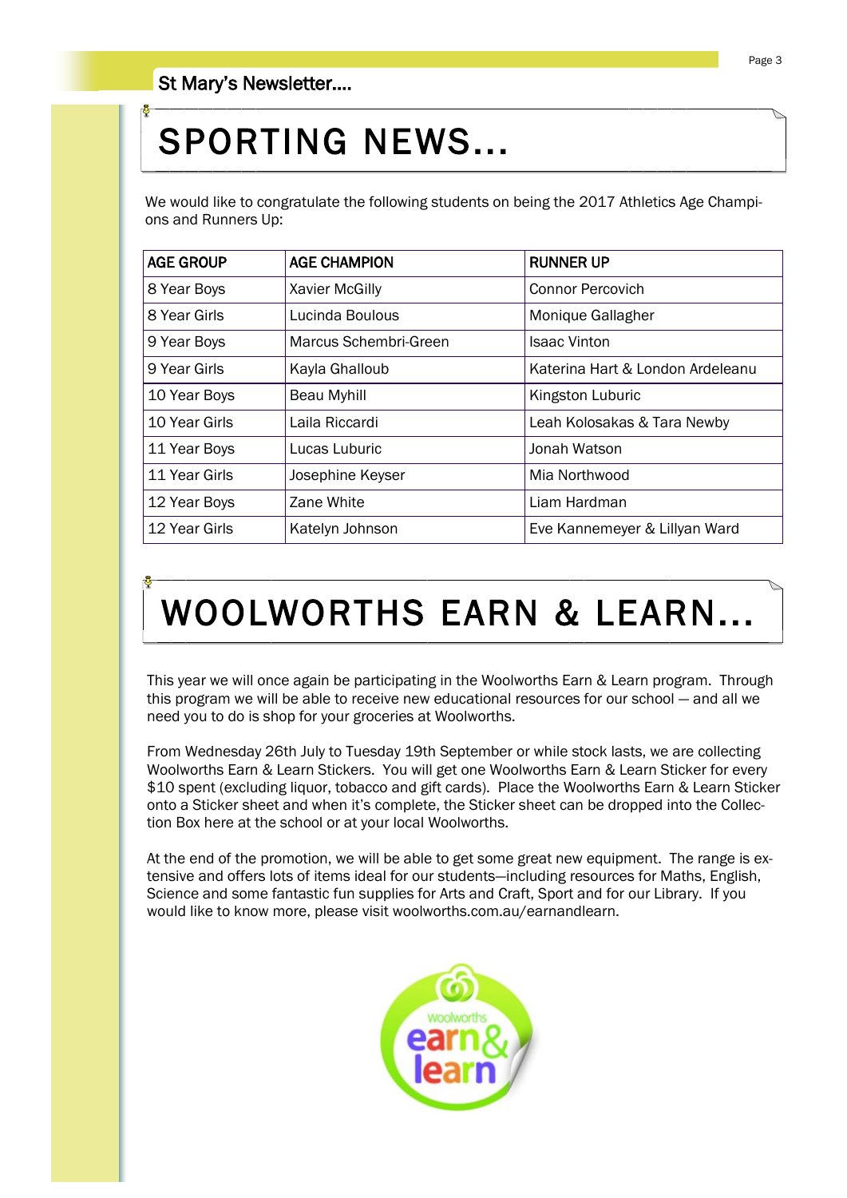# SPORTING NEWS...

We would like to congratulate the following students on being the 2017 Athletics Age Champions and Runners Up:

| AGE GROUP | AGE CHAMPION | RUNNER UP |
|---|---|---|
| 8 Year Boys | Xavier McGilly | Connor Percovich |
| 8 Year Girls | Lucinda Boulous | Monique Gallagher |
| 9 Year Boys | Marcus Schembri-Green | Isaac Vinton |
| 9 Year Girls | Kayla Ghalloub | Katerina Hart & London Ardeleanu |
| 10 Year Boys | Beau Myhill | Kingston Luburic |
| 10 Year Girls | Laila Riccardi | Leah Kolosakas & Tara Newby |
| 11 Year Boys | Lucas Luburic | Jonah Watson |
| 11 Year Girls | Josephine Keyser | Mia Northwood |
| 12 Year Boys | Zane White | Liam Hardman |
| 12 Year Girls | Katelyn Johnson | Eve Kannemeyer & Lillyan Ward |

# WOOLWORTHS EARN & LEARN...

This year we will once again be participating in the Woolworths Earn & Learn program. Through this program we will be able to receive new educational resources for our school – and all we need you to do is shop for your groceries at Woolworths.

From Wednesday 26th July to Tuesday 19th September or while stock lasts, we are collecting Woolworths Earn & Learn Stickers. You will get one Woolworths Earn & Learn Sticker for every $10 spent (excluding liquor, tobacco and gift cards). Place the Woolworths Earn & Learn Sticker onto a Sticker sheet and when it's complete, the Sticker sheet can be dropped into the Collection Box here at the school or at your local Woolworths.

At the end of the promotion, we will be able to get some great new equipment. The range is extensive and offers lots of items ideal for our students—including resources for Maths, English, Science and some fantastic fun supplies for Arts and Craft, Sport and for our Library. If you would like to know more, please visit woolworths.com.au/earnandlearn.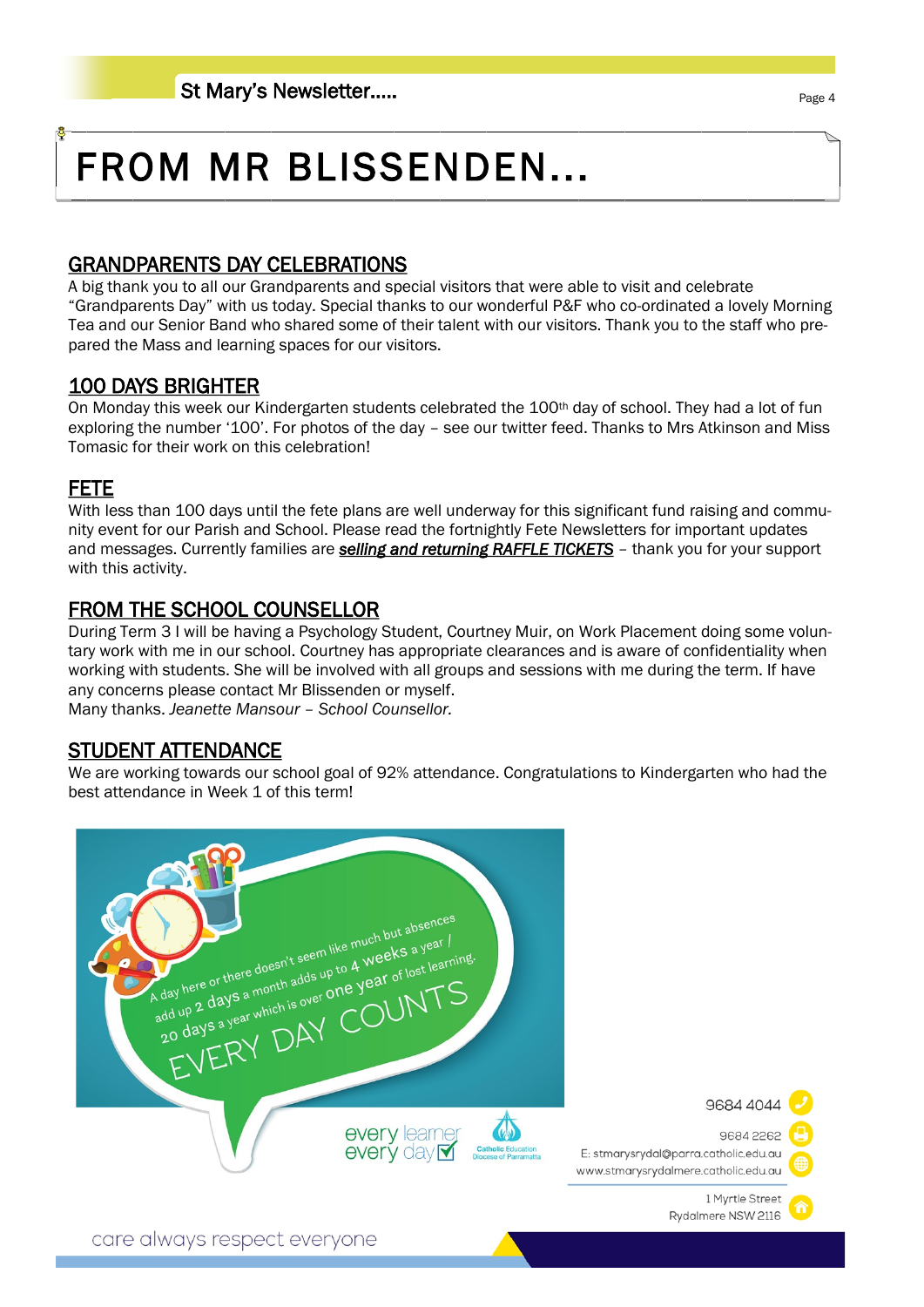# FROM MR BLISSENDEN...

## GRANDPARENTS DAY CELEBRATIONS

A big thank you to all our Grandparents and special visitors that were able to visit and celebrate "Grandparents Day" with us today. Special thanks to our wonderful P&F who co-ordinated a lovely Morning Tea and our Senior Band who shared some of their talent with our visitors. Thank you to the staff who prepared the Mass and learning spaces for our visitors.

## 100 DAYS BRIGHTER

On Monday this week our Kindergarten students celebrated the 100th day of school. They had a lot of fun exploring the number '100'. For photos of the day – see our twitter feed. Thanks to Mrs Atkinson and Miss Tomasic for their work on this celebration!

## FETE

With less than 100 days until the fete plans are well underway for this significant fund raising and community event for our Parish and School. Please read the fortnightly Fete Newsletters for important updates and messages. Currently families are ***selling and returning RAFFLE TICKETS*** – thank you for your support with this activity.

## FROM THE SCHOOL COUNSELLOR

During Term 3 I will be having a Psychology Student, Courtney Muir, on Work Placement doing some voluntary work with me in our school. Courtney has appropriate clearances and is aware of confidentiality when working with students. She will be involved with all groups and sessions with me during the term. If have any concerns please contact Mr Blissenden or myself.

Many thanks. *Jeanette Mansour – School Counsellor.*

## STUDENT ATTENDANCE

We are working towards our school goal of 92% attendance. Congratulations to Kindergarten who had the best attendance in Week 1 of this term!

A day here or there doesn't seem like much but absences add up to 4 weeks a year / add up 2 days a month which is over one year of lost learning. 20 days a year which is over one year of lost learning.

EVERY DAY COUNTS

every learner every day

Catholic Education Diocese of Parramatta

9684 4044

9684 2262

E: stmarysrydal@parra.catholic.edu.au

www.stmarysrydalmere.catholic.edu.au

1 Myrtle Street
Rydalmere NSW 2116

care always respect everyone